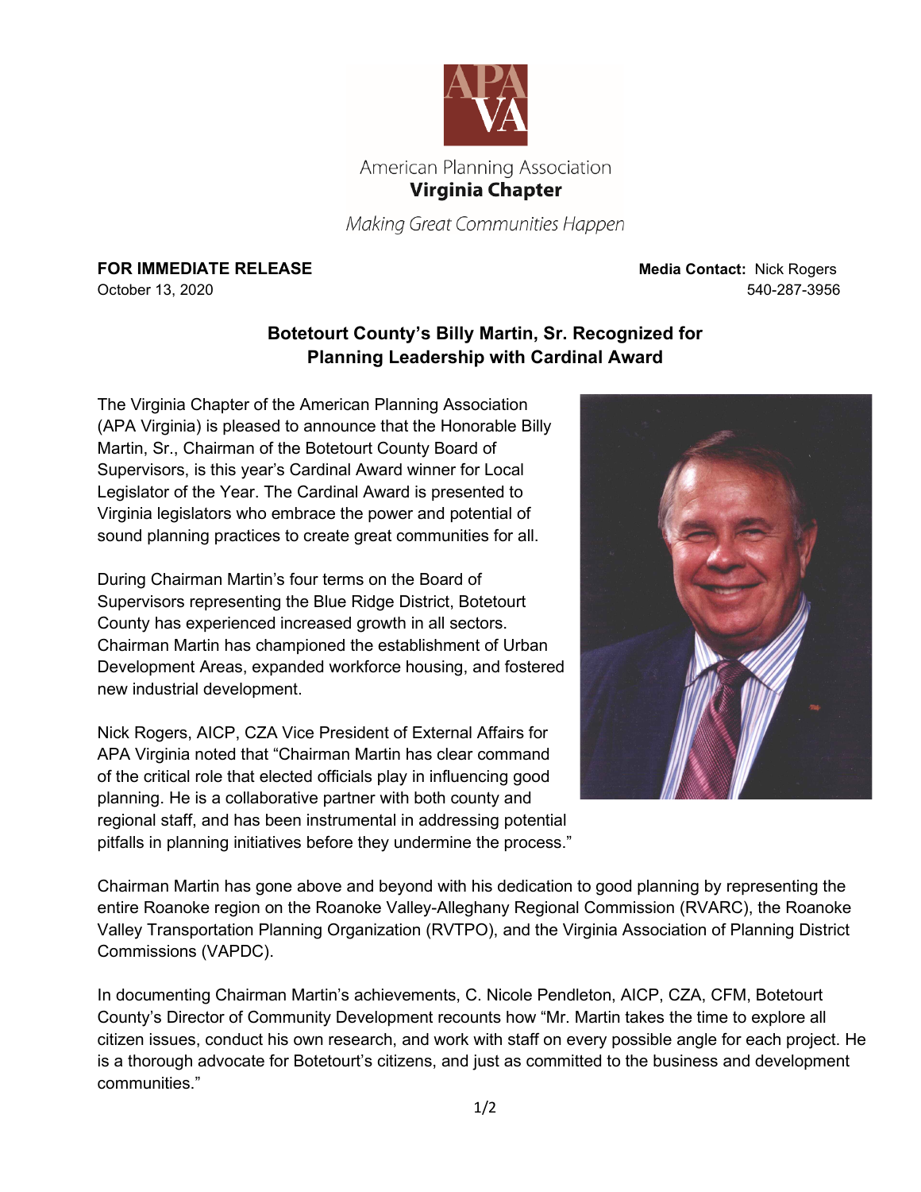American Planning Association
**Virginia Chapter**

*Making Great Communities Happen*

**FOR IMMEDIATE RELEASE**
October 13, 2020

**Media Contact:** Nick Rogers
540-287-3956

## Botetourt County's Billy Martin, Sr. Recognized for Planning Leadership with Cardinal Award

The Virginia Chapter of the American Planning Association (APA Virginia) is pleased to announce that the Honorable Billy Martin, Sr., Chairman of the Botetourt County Board of Supervisors, is this year's Cardinal Award winner for Local Legislator of the Year. The Cardinal Award is presented to Virginia legislators who embrace the power and potential of sound planning practices to create great communities for all.

During Chairman Martin's four terms on the Board of Supervisors representing the Blue Ridge District, Botetourt County has experienced increased growth in all sectors. Chairman Martin has championed the establishment of Urban Development Areas, expanded workforce housing, and fostered new industrial development.

Nick Rogers, AICP, CZA Vice President of External Affairs for APA Virginia noted that "Chairman Martin has clear command of the critical role that elected officials play in influencing good planning. He is a collaborative partner with both county and regional staff, and has been instrumental in addressing potential pitfalls in planning initiatives before they undermine the process."

Chairman Martin has gone above and beyond with his dedication to good planning by representing the entire Roanoke region on the Roanoke Valley-Alleghany Regional Commission (RVARC), the Roanoke Valley Transportation Planning Organization (RVTPO), and the Virginia Association of Planning District Commissions (VAPDC).

In documenting Chairman Martin's achievements, C. Nicole Pendleton, AICP, CZA, CFM, Botetourt County's Director of Community Development recounts how "Mr. Martin takes the time to explore all citizen issues, conduct his own research, and work with staff on every possible angle for each project. He is a thorough advocate for Botetourt's citizens, and just as committed to the business and development communities."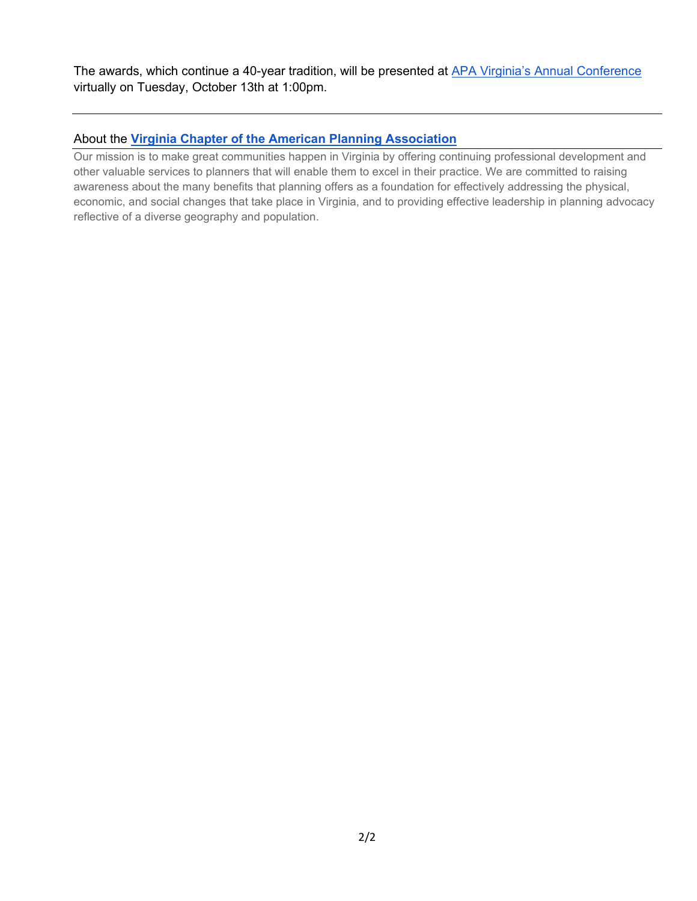The awards, which continue a 40-year tradition, will be presented at APA Virginia's Annual Conference virtually on Tuesday, October 13th at 1:00pm.

---

## About the **Virginia Chapter of the American Planning Association**

Our mission is to make great communities happen in Virginia by offering continuing professional development and other valuable services to planners that will enable them to excel in their practice. We are committed to raising awareness about the many benefits that planning offers as a foundation for effectively addressing the physical, economic, and social changes that take place in Virginia, and to providing effective leadership in planning advocacy reflective of a diverse geography and population.